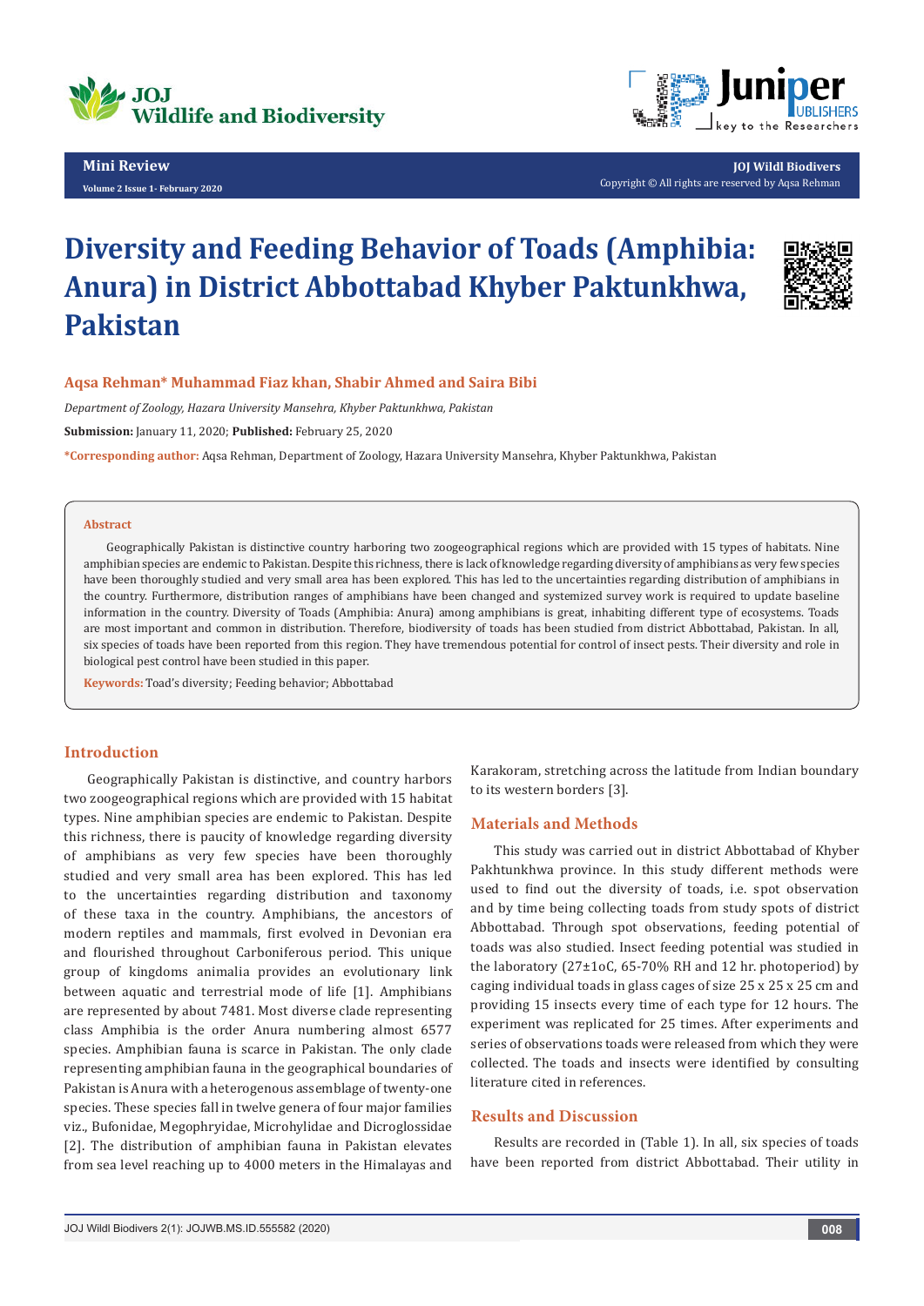Mini Review

# Diversity and Feeding Behavior of Toads (Amphibia: Anura) in District Abbottabad Khyber Paktunkhwa, Pakistan

**Aqsa Rehman\* Muhammad Fiaz khan, Shabir Ahmed and Saira Bibi**

*Department of Zoology, Hazara University Mansehra, Khyber Paktunkhwa, Pakistan*

**Submission:** January 11, 2020; **Published:** February 25, 2020

**\*Corresponding author:** Aqsa Rehman, Department of Zoology, Hazara University Mansehra, Khyber Paktunkhwa, Pakistan

### Abstract

Geographically Pakistan is distinctive country harboring two zoogeographical regions which are provided with 15 types of habitats. Nine amphibian species are endemic to Pakistan. Despite this richness, there is lack of knowledge regarding diversity of amphibians as very few species have been thoroughly studied and very small area has been explored. This has led to the uncertainties regarding distribution of amphibians in the country. Furthermore, distribution ranges of amphibians have been changed and systemized survey work is required to update baseline information in the country. Diversity of Toads (Amphibia: Anura) among amphibians is great, inhabiting different type of ecosystems. Toads are most important and common in distribution. Therefore, biodiversity of toads has been studied from district Abbottabad, Pakistan. In all, six species of toads have been reported from this region. They have tremendous potential for control of insect pests. Their diversity and role in biological pest control have been studied in this paper.

**Keywords:** Toad's diversity; Feeding behavior; Abbottabad

## Introduction

Geographically Pakistan is distinctive, and country harbors two zoogeographical regions which are provided with 15 habitat types. Nine amphibian species are endemic to Pakistan. Despite this richness, there is paucity of knowledge regarding diversity of amphibians as very few species have been thoroughly studied and very small area has been explored. This has led to the uncertainties regarding distribution and taxonomy of these taxa in the country. Amphibians, the ancestors of modern reptiles and mammals, first evolved in Devonian era and flourished throughout Carboniferous period. This unique group of kingdoms animalia provides an evolutionary link between aquatic and terrestrial mode of life [1]. Amphibians are represented by about 7481. Most diverse clade representing class Amphibia is the order Anura numbering almost 6577 species. Amphibian fauna is scarce in Pakistan. The only clade representing amphibian fauna in the geographical boundaries of Pakistan is Anura with a heterogenous assemblage of twenty-one species. These species fall in twelve genera of four major families viz., Bufonidae, Megophryidae, Microhylidae and Dicroglossidae [2]. The distribution of amphibian fauna in Pakistan elevates from sea level reaching up to 4000 meters in the Himalayas and Karakoram, stretching across the latitude from Indian boundary to its western borders [3].

## Materials and Methods

This study was carried out in district Abbottabad of Khyber Pakhtunkhwa province. In this study different methods were used to find out the diversity of toads, i.e. spot observation and by time being collecting toads from study spots of district Abbottabad. Through spot observations, feeding potential of toads was also studied. Insect feeding potential was studied in the laboratory (27±1oC, 65-70% RH and 12 hr. photoperiod) by caging individual toads in glass cages of size 25 x 25 x 25 cm and providing 15 insects every time of each type for 12 hours. The experiment was replicated for 25 times. After experiments and series of observations toads were released from which they were collected. The toads and insects were identified by consulting literature cited in references.

## Results and Discussion

Results are recorded in (Table 1). In all, six species of toads have been reported from district Abbottabad. Their utility in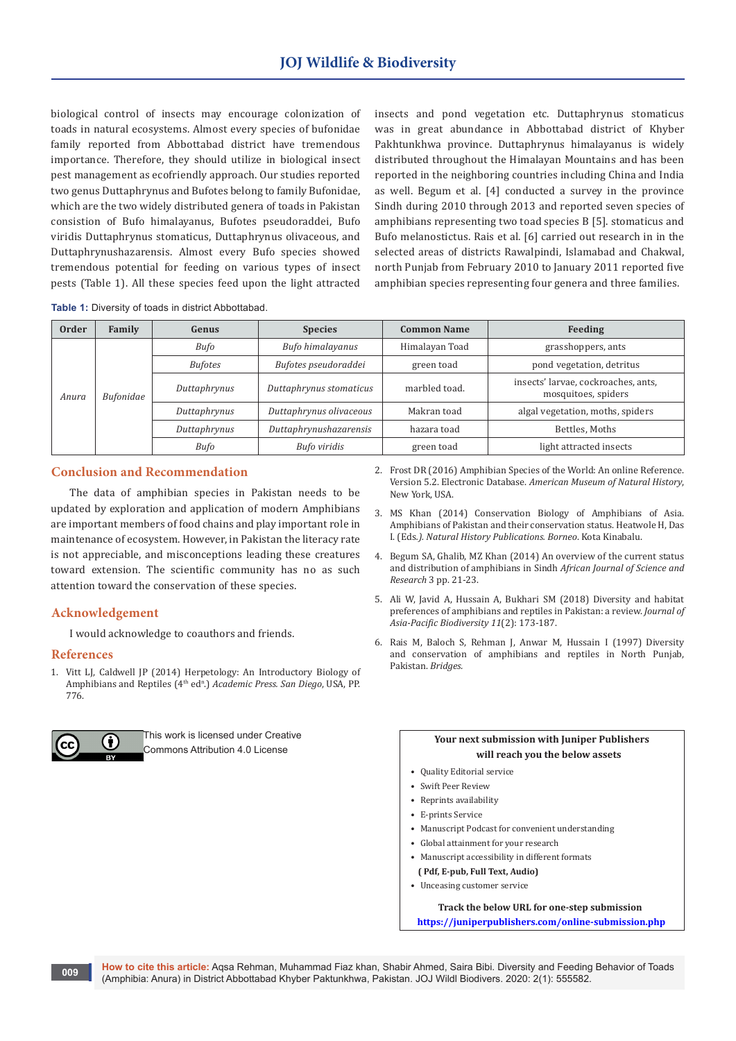biological control of insects may encourage colonization of toads in natural ecosystems. Almost every species of bufonidae family reported from Abbottabad district have tremendous importance. Therefore, they should utilize in biological insect pest management as ecofriendly approach. Our studies reported two genus Duttaphrynus and Bufotes belong to family Bufonidae, which are the two widely distributed genera of toads in Pakistan consistion of Bufo himalayanus, Bufotes pseudoraddei, Bufo viridis Duttaphrynus stomaticus, Duttaphrynus olivaceous, and Duttaphrynushazarensis. Almost every Bufo species showed tremendous potential for feeding on various types of insect pests (Table 1). All these species feed upon the light attracted insects and pond vegetation etc. Duttaphrynus stomaticus was in great abundance in Abbottabad district of Khyber Pakhtunkhwa province. Duttaphrynus himalayanus is widely distributed throughout the Himalayan Mountains and has been reported in the neighboring countries including China and India as well. Begum et al. [4] conducted a survey in the province Sindh during 2010 through 2013 and reported seven species of amphibians representing two toad species B [5]. stomaticus and Bufo melanostictus. Rais et al. [6] carried out research in in the selected areas of districts Rawalpindi, Islamabad and Chakwal, north Punjab from February 2010 to January 2011 reported five amphibian species representing four genera and three families.

**Table 1:** Diversity of toads in district Abbottabad.

| Order | Family | Genus | Species | Common Name | Feeding |
|---|---|---|---|---|---|
| *Anura* | *Bufonidae* | *Bufo* | *Bufo himalayanus* | Himalayan Toad | grasshoppers, ants |
| | | *Bufotes* | *Bufotes pseudoraddei* | green toad | pond vegetation, detritus |
| | | *Duttaphrynus* | *Duttaphrynus stomaticus* | marbled toad. | insects' larvae, cockroaches, ants, mosquitoes, spiders |
| | | *Duttaphrynus* | *Duttaphrynus olivaceous* | Makran toad | algal vegetation, moths, spiders |
| | | *Duttaphrynus* | *Duttaphrynushazarensis* | hazara toad | Bettles, Moths |
| | | *Bufo* | *Bufo viridis* | green toad | light attracted insects |

## Conclusion and Recommendation

The data of amphibian species in Pakistan needs to be updated by exploration and application of modern Amphibians are important members of food chains and play important role in maintenance of ecosystem. However, in Pakistan the literacy rate is not appreciable, and misconceptions leading these creatures toward extension. The scientific community has no as such attention toward the conservation of these species.

## Acknowledgement

I would acknowledge to coauthors and friends.

## References

1. Vitt LJ, Caldwell JP (2014) Herpetology: An Introductory Biology of Amphibians and Reptiles (4th edn.) *Academic Press. San Diego*, USA, PP. 776.
2. Frost DR (2016) Amphibian Species of the World: An online Reference. Version 5.2. Electronic Database. *American Museum of Natural History*, New York, USA.
3. MS Khan (2014) Conservation Biology of Amphibians of Asia. Amphibians of Pakistan and their conservation status. Heatwole H, Das I. (Eds.*). Natural History Publications. Borneo*. Kota Kinabalu.
4. Begum SA, Ghalib, MZ Khan (2014) An overview of the current status and distribution of amphibians in Sindh *African Journal of Science and Research* 3 pp. 21-23.
5. Ali W, Javid A, Hussain A, Bukhari SM (2018) Diversity and habitat preferences of amphibians and reptiles in Pakistan: a review. *Journal of Asia-Pacific Biodiversity 11*(2): 173-187.
6. Rais M, Baloch S, Rehman J, Anwar M, Hussain I (1997) Diversity and conservation of amphibians and reptiles in North Punjab, Pakistan. *Bridges.*

This work is licensed under Creative Commons Attribution 4.0 License

**Your next submission with Juniper Publishers will reach you the below assets**

- Quality Editorial service
- Swift Peer Review
- Reprints availability
- E-prints Service
- Manuscript Podcast for convenient understanding
- Global attainment for your research
- Manuscript accessibility in different formats
  **( Pdf, E-pub, Full Text, Audio)**
- Unceasing customer service

**Track the below URL for one-step submission**
**https://juniperpublishers.com/online-submission.php**

**How to cite this article:** Aqsa Rehman, Muhammad Fiaz khan, Shabir Ahmed, Saira Bibi. Diversity and Feeding Behavior of Toads (Amphibia: Anura) in District Abbottabad Khyber Paktunkhwa, Pakistan. JOJ Wildl Biodivers. 2020: 2(1): 555582.